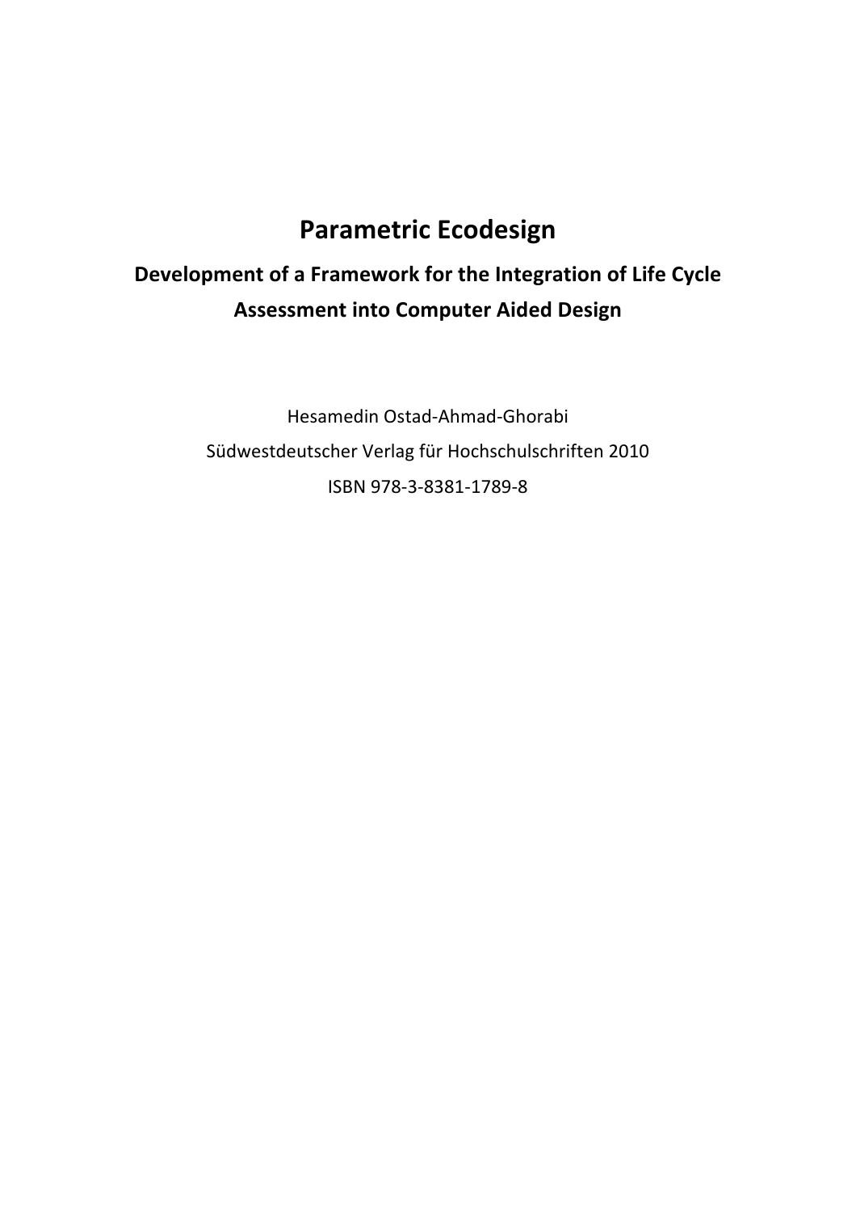# Parametric Ecodesign

## Development of a Framework for the Integration of Life Cycle Assessment into Computer Aided Design

Hesamedin Ostad-Ahmad-Ghorabi

Südwestdeutscher Verlag für Hochschulschriften 2010

ISBN 978-3-8381-1789-8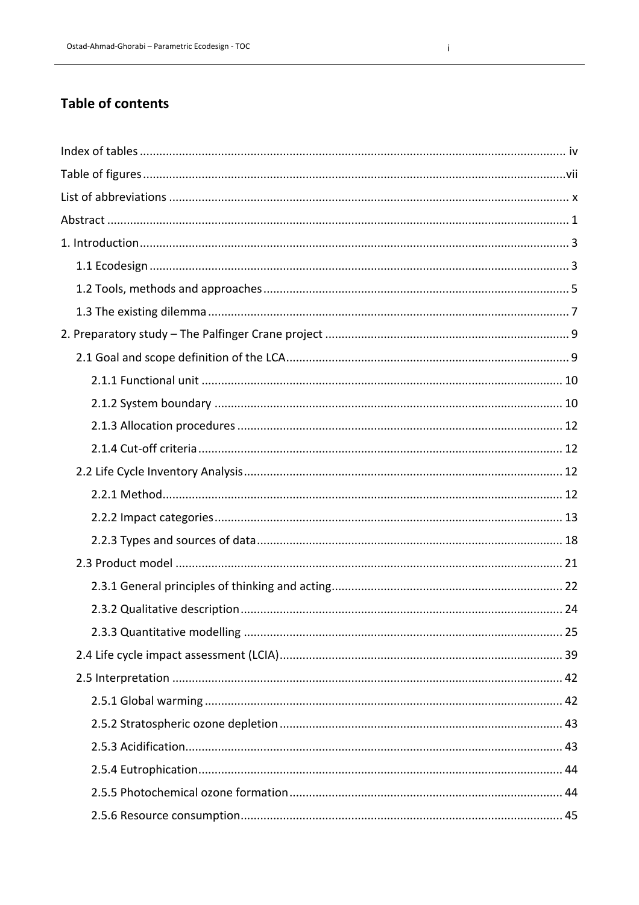## Table of contents

Index of tables ..... iv
Table of figures ..... vii
List of abbreviations ..... x
Abstract ..... 1
1. Introduction ..... 3
  1.1 Ecodesign ..... 3
  1.2 Tools, methods and approaches ..... 5
  1.3 The existing dilemma ..... 7
2. Preparatory study – The Palfinger Crane project ..... 9
  2.1 Goal and scope definition of the LCA ..... 9
    2.1.1 Functional unit ..... 10
    2.1.2 System boundary ..... 10
    2.1.3 Allocation procedures ..... 12
    2.1.4 Cut-off criteria ..... 12
  2.2 Life Cycle Inventory Analysis ..... 12
    2.2.1 Method ..... 12
    2.2.2 Impact categories ..... 13
    2.2.3 Types and sources of data ..... 18
  2.3 Product model ..... 21
    2.3.1 General principles of thinking and acting ..... 22
    2.3.2 Qualitative description ..... 24
    2.3.3 Quantitative modelling ..... 25
  2.4 Life cycle impact assessment (LCIA) ..... 39
  2.5 Interpretation ..... 42
    2.5.1 Global warming ..... 42
    2.5.2 Stratospheric ozone depletion ..... 43
    2.5.3 Acidification ..... 43
    2.5.4 Eutrophication ..... 44
    2.5.5 Photochemical ozone formation ..... 44
    2.5.6 Resource consumption ..... 45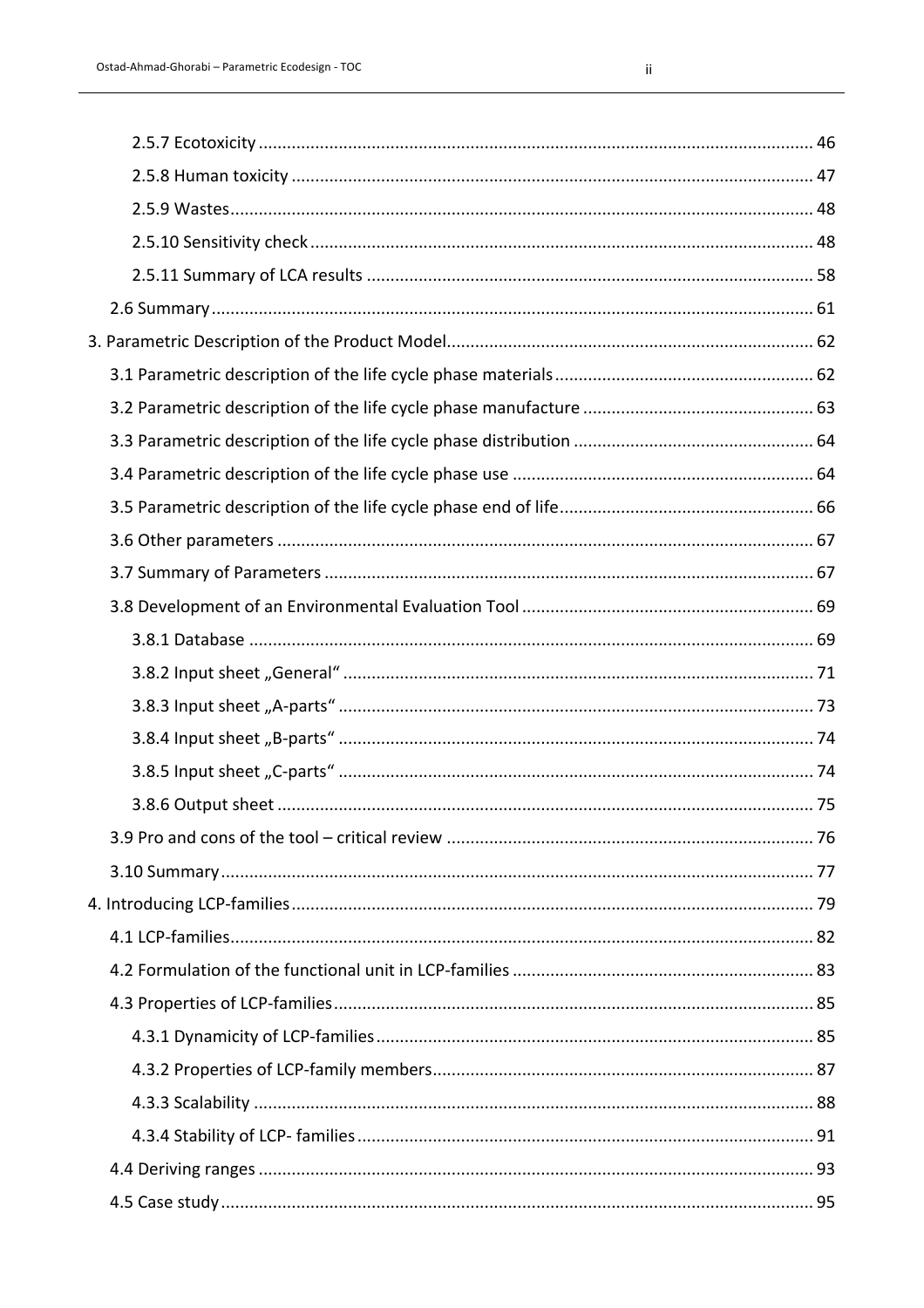2.5.7 Ecotoxicity ..................................................................................................................... 46

2.5.8 Human toxicity .............................................................................................................. 47

2.5.9 Wastes ........................................................................................................................... 48

2.5.10 Sensitivity check .......................................................................................................... 48

2.5.11 Summary of LCA results .............................................................................................. 58

2.6 Summary .............................................................................................................................. 61

3. Parametric Description of the Product Model ............................................................................. 62

3.1 Parametric description of the life cycle phase materials ....................................................... 62

3.2 Parametric description of the life cycle phase manufacture ................................................. 63

3.3 Parametric description of the life cycle phase distribution ................................................... 64

3.4 Parametric description of the life cycle phase use ............................................................... 64

3.5 Parametric description of the life cycle phase end of life ...................................................... 66

3.6 Other parameters ................................................................................................................. 67

3.7 Summary of Parameters ....................................................................................................... 67

3.8 Development of an Environmental Evaluation Tool ............................................................. 69

3.8.1 Database ....................................................................................................................... 69

3.8.2 Input sheet „General“ ................................................................................................... 71

3.8.3 Input sheet „A-parts“ .................................................................................................... 73

3.8.4 Input sheet „B-parts“ .................................................................................................... 74

3.8.5 Input sheet „C-parts“ .................................................................................................... 74

3.8.6 Output sheet ................................................................................................................. 75

3.9 Pro and cons of the tool – critical review ............................................................................. 76

3.10 Summary ............................................................................................................................ 77

4. Introducing LCP-families ............................................................................................................. 79

4.1 LCP-families .......................................................................................................................... 82

4.2 Formulation of the functional unit in LCP-families ................................................................ 83

4.3 Properties of LCP-families ..................................................................................................... 85

4.3.1 Dynamicity of LCP-families ............................................................................................ 85

4.3.2 Properties of LCP-family members ................................................................................. 87

4.3.3 Scalability ...................................................................................................................... 88

4.3.4 Stability of LCP- families ................................................................................................ 91

4.4 Deriving ranges ..................................................................................................................... 93

4.5 Case study ............................................................................................................................ 95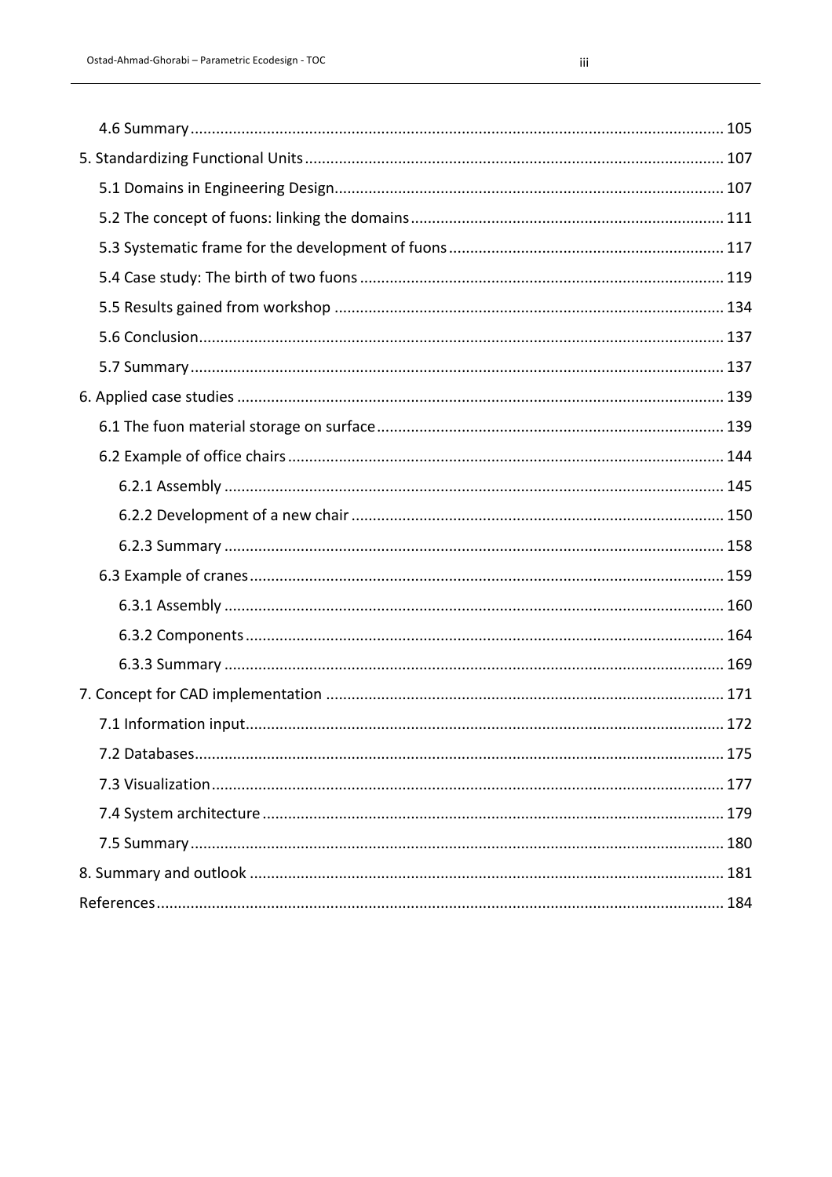4.6 Summary ............................................................................................................................ 105

5. Standardizing Functional Units ................................................................................................ 107

5.1 Domains in Engineering Design .......................................................................................... 107

5.2 The concept of fuons: linking the domains ......................................................................... 111

5.3 Systematic frame for the development of fuons ................................................................ 117

5.4 Case study: The birth of two fuons ..................................................................................... 119

5.5 Results gained from workshop ........................................................................................... 134

5.6 Conclusion ........................................................................................................................... 137

5.7 Summary ............................................................................................................................. 137

6. Applied case studies ................................................................................................................. 139

6.1 The fuon material storage on surface ................................................................................. 139

6.2 Example of office chairs ...................................................................................................... 144

6.2.1 Assembly ..................................................................................................................... 145

6.2.2 Development of a new chair ........................................................................................ 150

6.2.3 Summary ..................................................................................................................... 158

6.3 Example of cranes ............................................................................................................... 159

6.3.1 Assembly ..................................................................................................................... 160

6.3.2 Components ................................................................................................................. 164

6.3.3 Summary ..................................................................................................................... 169

7. Concept for CAD implementation ............................................................................................ 171

7.1 Information input ................................................................................................................ 172

7.2 Databases ............................................................................................................................ 175

7.3 Visualization ........................................................................................................................ 177

7.4 System architecture ............................................................................................................ 179

7.5 Summary ............................................................................................................................. 180

8. Summary and outlook ............................................................................................................... 181

References .................................................................................................................................... 184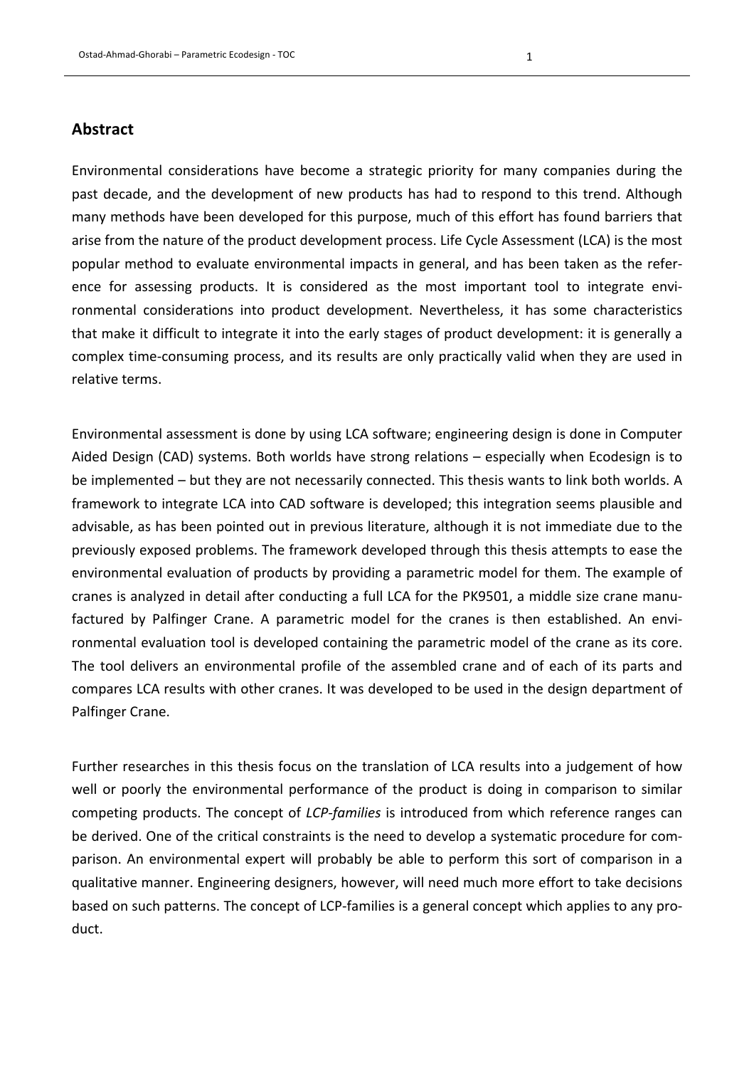## Abstract

Environmental considerations have become a strategic priority for many companies during the past decade, and the development of new products has had to respond to this trend. Although many methods have been developed for this purpose, much of this effort has found barriers that arise from the nature of the product development process. Life Cycle Assessment (LCA) is the most popular method to evaluate environmental impacts in general, and has been taken as the reference for assessing products. It is considered as the most important tool to integrate environmental considerations into product development. Nevertheless, it has some characteristics that make it difficult to integrate it into the early stages of product development: it is generally a complex time-consuming process, and its results are only practically valid when they are used in relative terms.

Environmental assessment is done by using LCA software; engineering design is done in Computer Aided Design (CAD) systems. Both worlds have strong relations – especially when Ecodesign is to be implemented – but they are not necessarily connected. This thesis wants to link both worlds. A framework to integrate LCA into CAD software is developed; this integration seems plausible and advisable, as has been pointed out in previous literature, although it is not immediate due to the previously exposed problems. The framework developed through this thesis attempts to ease the environmental evaluation of products by providing a parametric model for them. The example of cranes is analyzed in detail after conducting a full LCA for the PK9501, a middle size crane manufactured by Palfinger Crane. A parametric model for the cranes is then established. An environmental evaluation tool is developed containing the parametric model of the crane as its core. The tool delivers an environmental profile of the assembled crane and of each of its parts and compares LCA results with other cranes. It was developed to be used in the design department of Palfinger Crane.

Further researches in this thesis focus on the translation of LCA results into a judgement of how well or poorly the environmental performance of the product is doing in comparison to similar competing products. The concept of *LCP-families* is introduced from which reference ranges can be derived. One of the critical constraints is the need to develop a systematic procedure for comparison. An environmental expert will probably be able to perform this sort of comparison in a qualitative manner. Engineering designers, however, will need much more effort to take decisions based on such patterns. The concept of LCP-families is a general concept which applies to any product.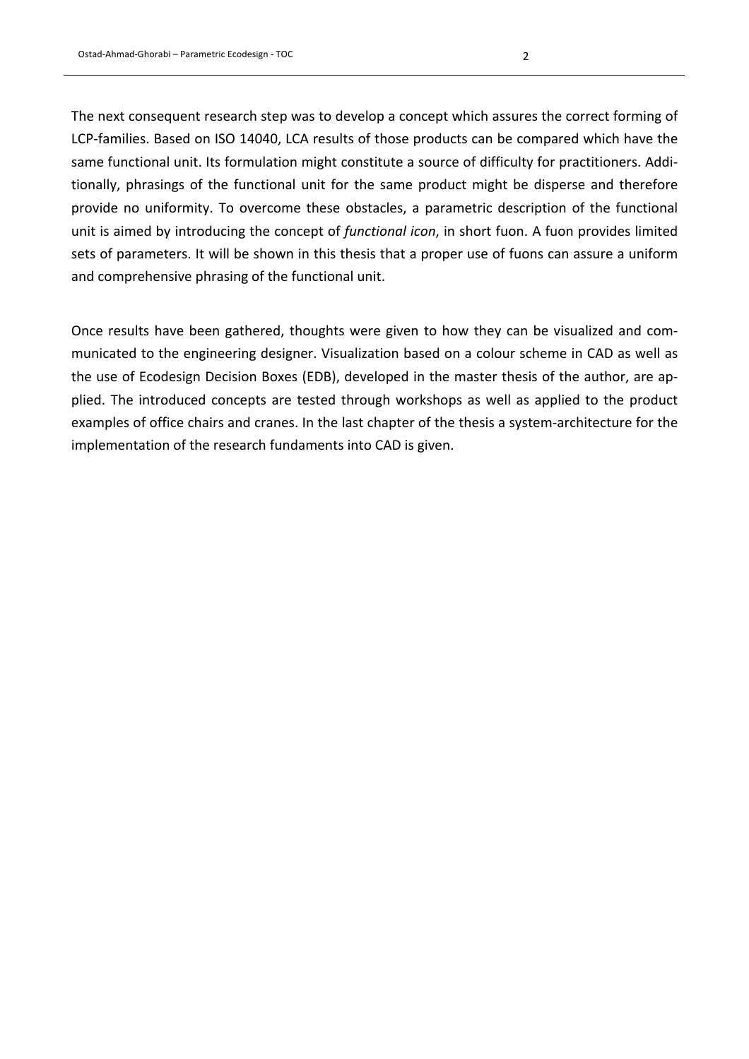The next consequent research step was to develop a concept which assures the correct forming of LCP-families. Based on ISO 14040, LCA results of those products can be compared which have the same functional unit. Its formulation might constitute a source of difficulty for practitioners. Additionally, phrasings of the functional unit for the same product might be disperse and therefore provide no uniformity. To overcome these obstacles, a parametric description of the functional unit is aimed by introducing the concept of *functional icon*, in short fuon. A fuon provides limited sets of parameters. It will be shown in this thesis that a proper use of fuons can assure a uniform and comprehensive phrasing of the functional unit.

Once results have been gathered, thoughts were given to how they can be visualized and communicated to the engineering designer. Visualization based on a colour scheme in CAD as well as the use of Ecodesign Decision Boxes (EDB), developed in the master thesis of the author, are applied. The introduced concepts are tested through workshops as well as applied to the product examples of office chairs and cranes. In the last chapter of the thesis a system-architecture for the implementation of the research fundaments into CAD is given.